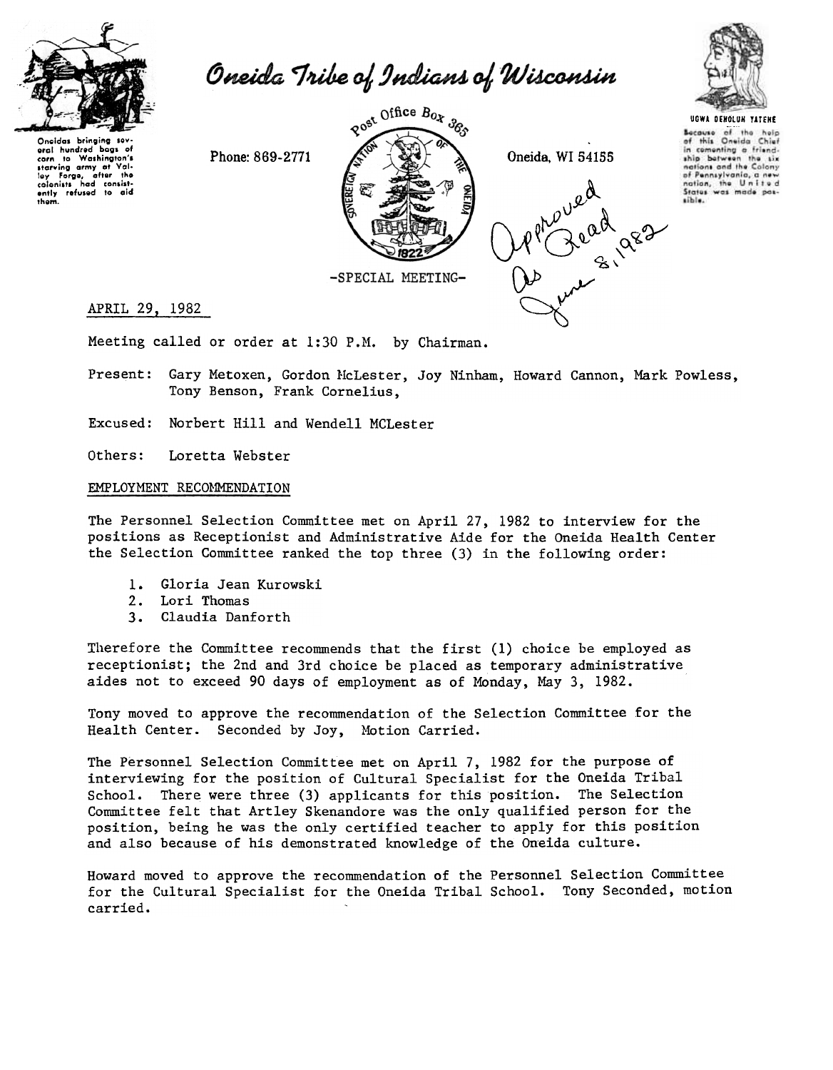# Oneida Tribe of Indians of Wisconsin

Oneidas bringing several hundred bags of corn to Washington's starving army at Valley Forge, after the colonists had consistently refused to aid them.

Phone: 869-2771

Post Office Box 365

Oneida, WI 54155

UGWA DEHOLUH YATEHE

Because of the help of this Oneida Chief in cementing a friendship between the six nations and the Colony of Pennsylvania, a new nation, the United States was made possible.

Approved As Read June 8, 1982

-SPECIAL MEETING-

APRIL 29, 1982

Meeting called or order at 1:30 P.M. by Chairman.

Present: Gary Metoxen, Gordon McLester, Joy Ninham, Howard Cannon, Mark Powless, Tony Benson, Frank Cornelius,

Excused: Norbert Hill and Wendell MCLester

Others: Loretta Webster

EMPLOYMENT RECOMMENDATION

The Personnel Selection Committee met on April 27, 1982 to interview for the positions as Receptionist and Administrative Aide for the Oneida Health Center the Selection Committee ranked the top three (3) in the following order:

1. Gloria Jean Kurowski
2. Lori Thomas
3. Claudia Danforth

Therefore the Committee recommends that the first (1) choice be employed as receptionist; the 2nd and 3rd choice be placed as temporary administrative aides not to exceed 90 days of employment as of Monday, May 3, 1982.

Tony moved to approve the recommendation of the Selection Committee for the Health Center. Seconded by Joy, Motion Carried.

The Personnel Selection Committee met on April 7, 1982 for the purpose of interviewing for the position of Cultural Specialist for the Oneida Tribal School. There were three (3) applicants for this position. The Selection Committee felt that Artley Skenandore was the only qualified person for the position, being he was the only certified teacher to apply for this position and also because of his demonstrated knowledge of the Oneida culture.

Howard moved to approve the recommendation of the Personnel Selection Committee for the Cultural Specialist for the Oneida Tribal School. Tony Seconded, motion carried.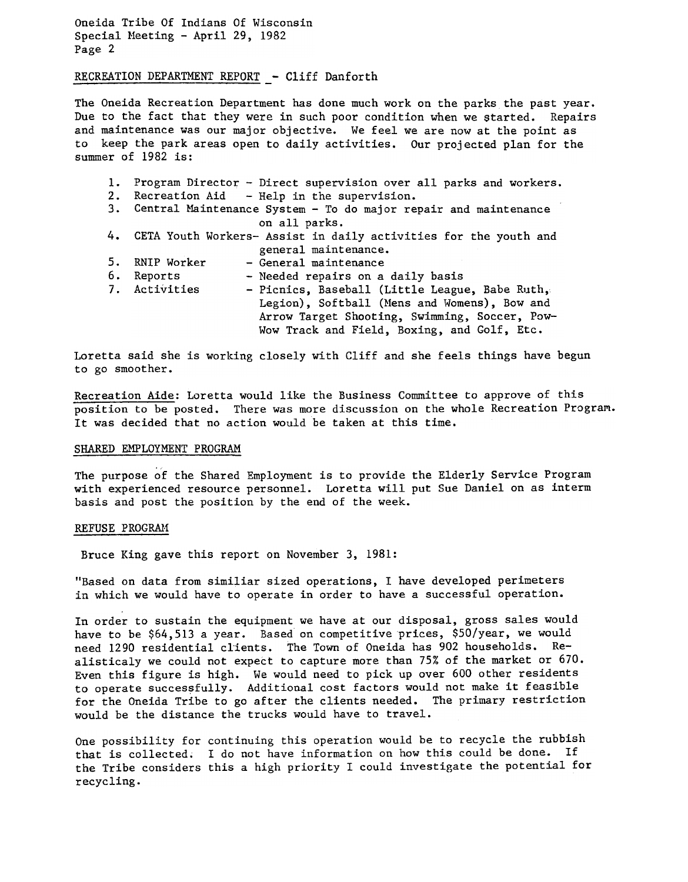RECREATION DEPARTMENT REPORT - Cliff Danforth

The Oneida Recreation Department has done much work on the parks the past year. Due to the fact that they were in such poor condition when we started. Repairs and maintenance was our major objective. We feel we are now at the point as to keep the park areas open to daily activities. Our projected plan for the summer of 1982 is:

1. Program Director - Direct supervision over all parks and workers.
2. Recreation Aid - Help in the supervision.
3. Central Maintenance System - To do major repair and maintenance on all parks.
4. CETA Youth Workers- Assist in daily activities for the youth and general maintenance.
5. RNIP Worker - General maintenance
6. Reports - Needed repairs on a daily basis
7. Activities - Picnics, Baseball (Little League, Babe Ruth, Legion), Softball (Mens and Womens), Bow and Arrow Target Shooting, Swimming, Soccer, Pow-Wow Track and Field, Boxing, and Golf, Etc.

Loretta said she is working closely with Cliff and she feels things have begun to go smoother.

Recreation Aide: Loretta would like the Business Committee to approve of this position to be posted. There was more discussion on the whole Recreation Program. It was decided that no action would be taken at this time.

SHARED EMPLOYMENT PROGRAM

The purpose of the Shared Employment is to provide the Elderly Service Program with experienced resource personnel. Loretta will put Sue Daniel on as interm basis and post the position by the end of the week.

REFUSE PROGRAM

Bruce King gave this report on November 3, 1981:

"Based on data from similiar sized operations, I have developed perimeters in which we would have to operate in order to have a successful operation.

In order to sustain the equipment we have at our disposal, gross sales would have to be $64,513 a year. Based on competitive prices, $50/year, we would need 1290 residential clients. The Town of Oneida has 902 households. Realisticaly we could not expect to capture more than 75% of the market or 670. Even this figure is high. We would need to pick up over 600 other residents to operate successfully. Additional cost factors would not make it feasible for the Oneida Tribe to go after the clients needed. The primary restriction would be the distance the trucks would have to travel.

One possibility for continuing this operation would be to recycle the rubbish that is collected. I do not have information on how this could be done. If the Tribe considers this a high priority I could investigate the potential for recycling.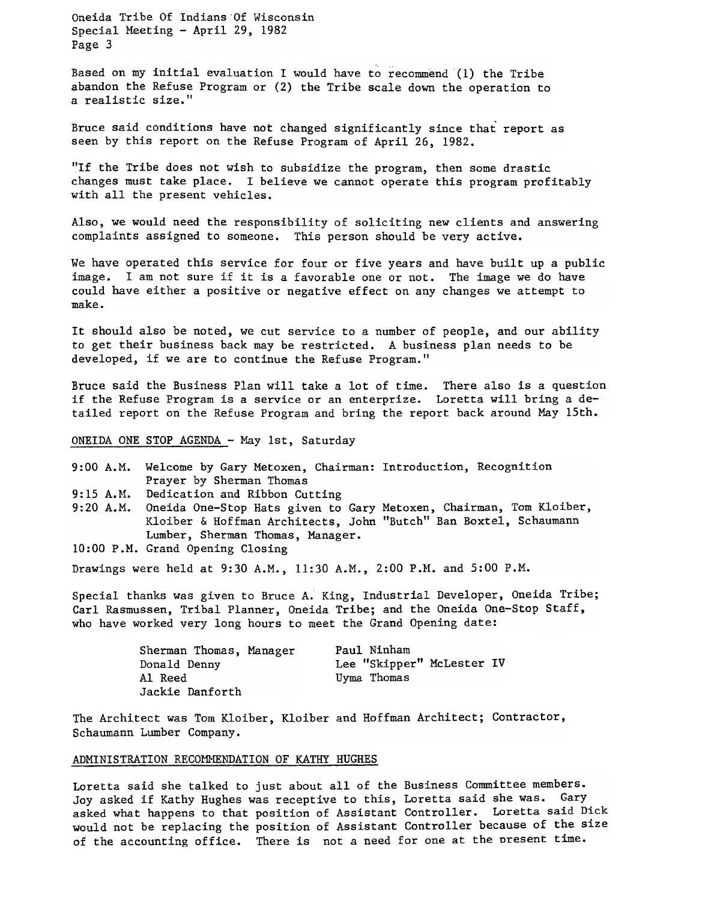Based on my initial evaluation I would have to recommend (1) the Tribe abandon the Refuse Program or (2) the Tribe scale down the operation to a realistic size."

Bruce said conditions have not changed significantly since that report as seen by this report on the Refuse Program of April 26, 1982.

"If the Tribe does not wish to subsidize the program, then some drastic changes must take place. I believe we cannot operate this program profitably with all the present vehicles.

Also, we would need the responsibility of soliciting new clients and answering complaints assigned to someone. This person should be very active.

We have operated this service for four or five years and have built up a public image. I am not sure if it is a favorable one or not. The image we do have could have either a positive or negative effect on any changes we attempt to make.

It should also be noted, we cut service to a number of people, and our ability to get their business back may be restricted. A business plan needs to be developed, if we are to continue the Refuse Program."

Bruce said the Business Plan will take a lot of time. There also is a question if the Refuse Program is a service or an enterprize. Loretta will bring a detailed report on the Refuse Program and bring the report back around May 15th.

ONEIDA ONE STOP AGENDA - May 1st, Saturday

9:00 A.M. Welcome by Gary Metoxen, Chairman: Introduction, Recognition Prayer by Sherman Thomas
9:15 A.M. Dedication and Ribbon Cutting
9:20 A.M. Oneida One-Stop Hats given to Gary Metoxen, Chairman, Tom Kloiber, Kloiber & Hoffman Architects, John "Butch" Ban Boxtel, Schaumann Lumber, Sherman Thomas, Manager.
10:00 P.M. Grand Opening Closing

Drawings were held at 9:30 A.M., 11:30 A.M., 2:00 P.M. and 5:00 P.M.

Special thanks was given to Bruce A. King, Industrial Developer, Oneida Tribe; Carl Rasmussen, Tribal Planner, Oneida Tribe; and the Oneida One-Stop Staff, who have worked very long hours to meet the Grand Opening date:

| | |
|---|---|
| Sherman Thomas, Manager | Paul Ninham |
| Donald Denny | Lee "Skipper" McLester IV |
| Al Reed | Uyma Thomas |
| Jackie Danforth | |

The Architect was Tom Kloiber, Kloiber and Hoffman Architect; Contractor, Schaumann Lumber Company.

ADMINISTRATION RECOMMENDATION OF KATHY HUGHES

Loretta said she talked to just about all of the Business Committee members. Joy asked if Kathy Hughes was receptive to this, Loretta said she was. Gary asked what happens to that position of Assistant Controller. Loretta said Dick would not be replacing the position of Assistant Controller because of the size of the accounting office. There is not a need for one at the present time.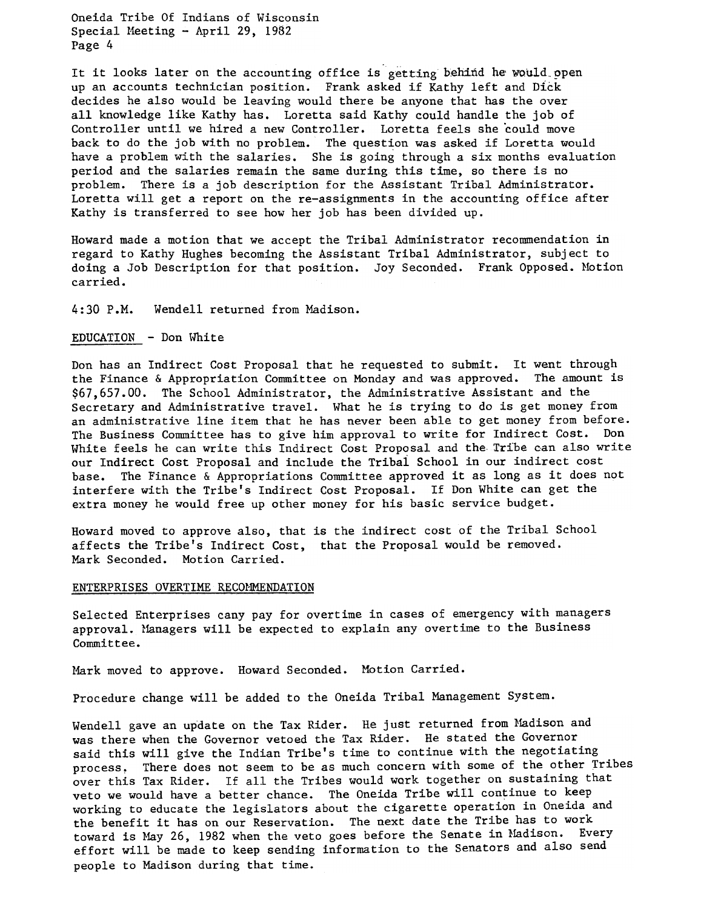It it looks later on the accounting office is getting behind he would open up an accounts technician position. Frank asked if Kathy left and Dick decides he also would be leaving would there be anyone that has the over all knowledge like Kathy has. Loretta said Kathy could handle the job of Controller until we hired a new Controller. Loretta feels she could move back to do the job with no problem. The question was asked if Loretta would have a problem with the salaries. She is going through a six months evaluation period and the salaries remain the same during this time, so there is no problem. There is a job description for the Assistant Tribal Administrator. Loretta will get a report on the re-assignments in the accounting office after Kathy is transferred to see how her job has been divided up.

Howard made a motion that we accept the Tribal Administrator recommendation in regard to Kathy Hughes becoming the Assistant Tribal Administrator, subject to doing a Job Description for that position. Joy Seconded. Frank Opposed. Motion carried.

4:30 P.M. Wendell returned from Madison.

EDUCATION - Don White

Don has an Indirect Cost Proposal that he requested to submit. It went through the Finance & Appropriation Committee on Monday and was approved. The amount is $67,657.00. The School Administrator, the Administrative Assistant and the Secretary and Administrative travel. What he is trying to do is get money from an administrative line item that he has never been able to get money from before. The Business Committee has to give him approval to write for Indirect Cost. Don White feels he can write this Indirect Cost Proposal and the Tribe can also write our Indirect Cost Proposal and include the Tribal School in our indirect cost base. The Finance & Appropriations Committee approved it as long as it does not interfere with the Tribe's Indirect Cost Proposal. If Don White can get the extra money he would free up other money for his basic service budget.

Howard moved to approve also, that is the indirect cost of the Tribal School affects the Tribe's Indirect Cost, that the Proposal would be removed. Mark Seconded. Motion Carried.

ENTERPRISES OVERTIME RECOMMENDATION

Selected Enterprises cany pay for overtime in cases of emergency with managers approval. Managers will be expected to explain any overtime to the Business Committee.

Mark moved to approve. Howard Seconded. Motion Carried.

Procedure change will be added to the Oneida Tribal Management System.

Wendell gave an update on the Tax Rider. He just returned from Madison and was there when the Governor vetoed the Tax Rider. He stated the Governor said this will give the Indian Tribe's time to continue with the negotiating process. There does not seem to be as much concern with some of the other Tribes over this Tax Rider. If all the Tribes would work together on sustaining that veto we would have a better chance. The Oneida Tribe will continue to keep working to educate the legislators about the cigarette operation in Oneida and the benefit it has on our Reservation. The next date the Tribe has to work toward is May 26, 1982 when the veto goes before the Senate in Madison. Every effort will be made to keep sending information to the Senators and also send people to Madison during that time.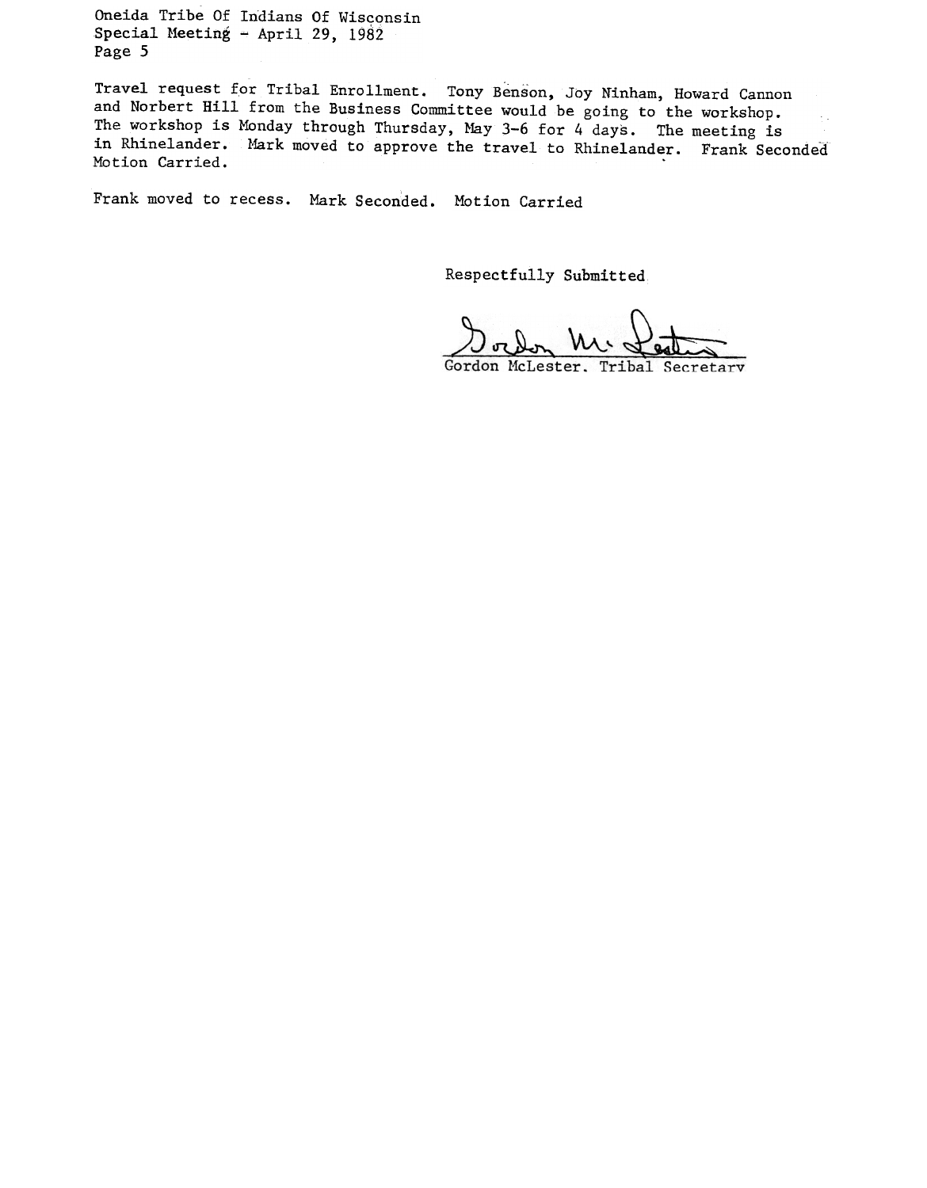Travel request for Tribal Enrollment. Tony Benson, Joy Ninham, Howard Cannon and Norbert Hill from the Business Committee would be going to the workshop. The workshop is Monday through Thursday, May 3-6 for 4 days. The meeting is in Rhinelander. Mark moved to approve the travel to Rhinelander. Frank Seconded Motion Carried.

Frank moved to recess. Mark Seconded. Motion Carried

Respectfully Submitted

Gordon McLester, Tribal Secretary